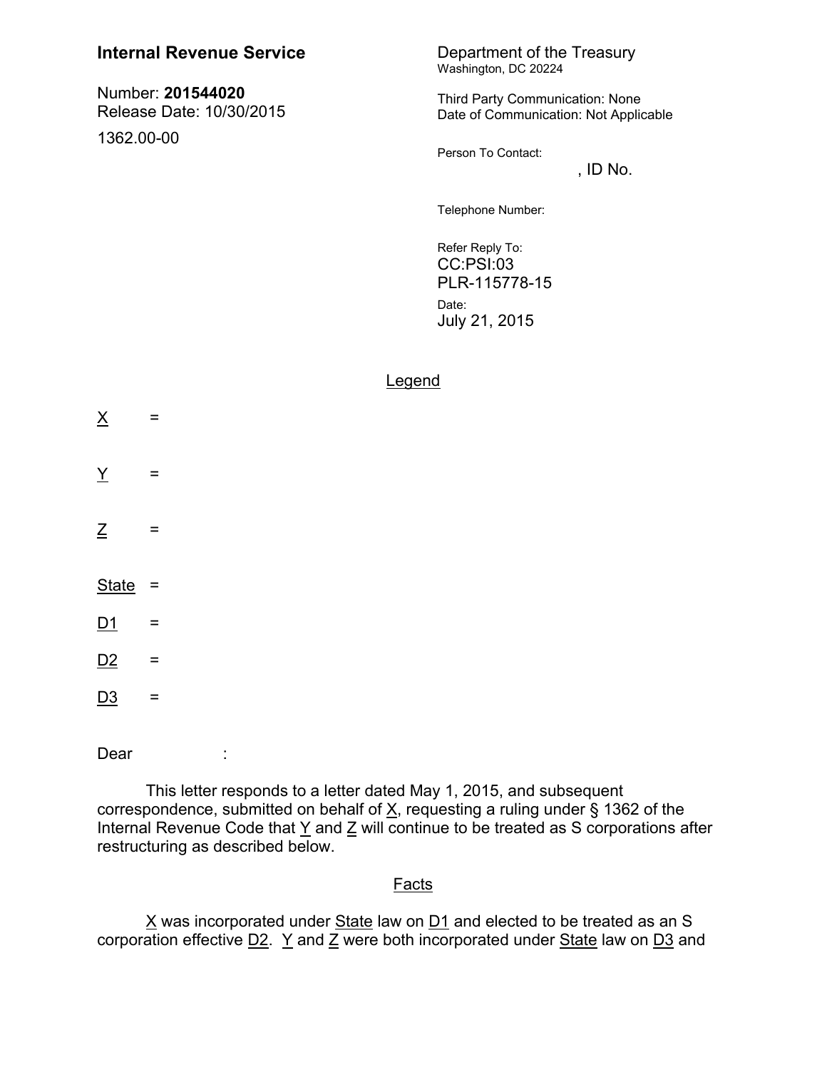**Internal Revenue Service**

Number: **201544020**
Release Date: 10/30/2015

1362.00-00

Department of the Treasury
Washington, DC 20224

Third Party Communication: None
Date of Communication: Not Applicable

Person To Contact:
, ID No.

Telephone Number:

Refer Reply To:
CC:PSI:03
PLR-115778-15

Date:
July 21, 2015

Legend

X =

Y =

Z =

State =

D1 =

D2 =

D3 =

Dear :

This letter responds to a letter dated May 1, 2015, and subsequent correspondence, submitted on behalf of X, requesting a ruling under § 1362 of the Internal Revenue Code that Y and Z will continue to be treated as S corporations after restructuring as described below.

Facts

X was incorporated under State law on D1 and elected to be treated as an S corporation effective D2. Y and Z were both incorporated under State law on D3 and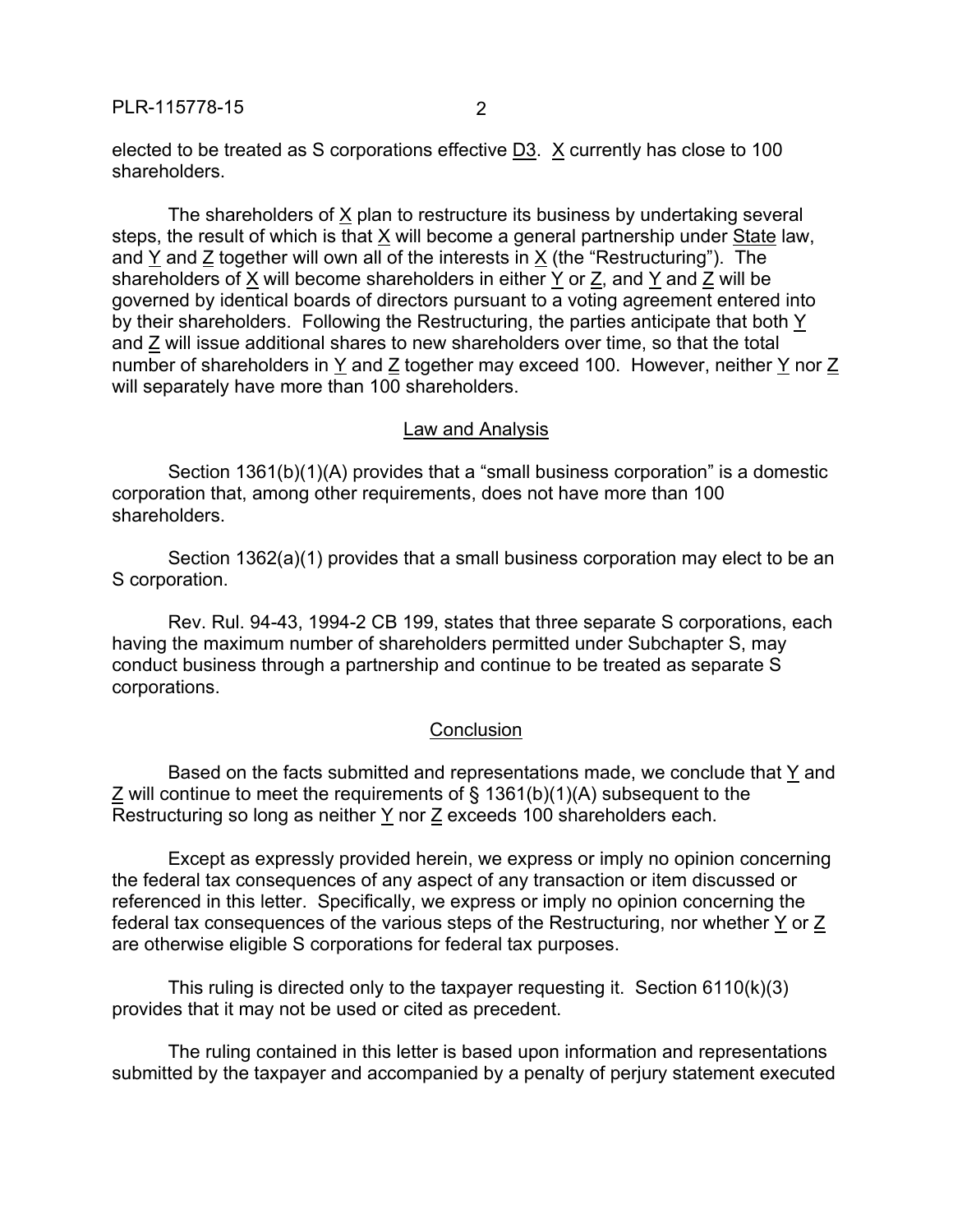elected to be treated as S corporations effective D3. X currently has close to 100 shareholders.

The shareholders of X plan to restructure its business by undertaking several steps, the result of which is that X will become a general partnership under State law, and Y and Z together will own all of the interests in X (the "Restructuring"). The shareholders of X will become shareholders in either Y or Z, and Y and Z will be governed by identical boards of directors pursuant to a voting agreement entered into by their shareholders. Following the Restructuring, the parties anticipate that both Y and Z will issue additional shares to new shareholders over time, so that the total number of shareholders in Y and Z together may exceed 100. However, neither Y nor Z will separately have more than 100 shareholders.

## Law and Analysis

Section 1361(b)(1)(A) provides that a "small business corporation" is a domestic corporation that, among other requirements, does not have more than 100 shareholders.

Section 1362(a)(1) provides that a small business corporation may elect to be an S corporation.

Rev. Rul. 94-43, 1994-2 CB 199, states that three separate S corporations, each having the maximum number of shareholders permitted under Subchapter S, may conduct business through a partnership and continue to be treated as separate S corporations.

## Conclusion

Based on the facts submitted and representations made, we conclude that Y and Z will continue to meet the requirements of § 1361(b)(1)(A) subsequent to the Restructuring so long as neither Y nor Z exceeds 100 shareholders each.

Except as expressly provided herein, we express or imply no opinion concerning the federal tax consequences of any aspect of any transaction or item discussed or referenced in this letter. Specifically, we express or imply no opinion concerning the federal tax consequences of the various steps of the Restructuring, nor whether Y or Z are otherwise eligible S corporations for federal tax purposes.

This ruling is directed only to the taxpayer requesting it. Section 6110(k)(3) provides that it may not be used or cited as precedent.

The ruling contained in this letter is based upon information and representations submitted by the taxpayer and accompanied by a penalty of perjury statement executed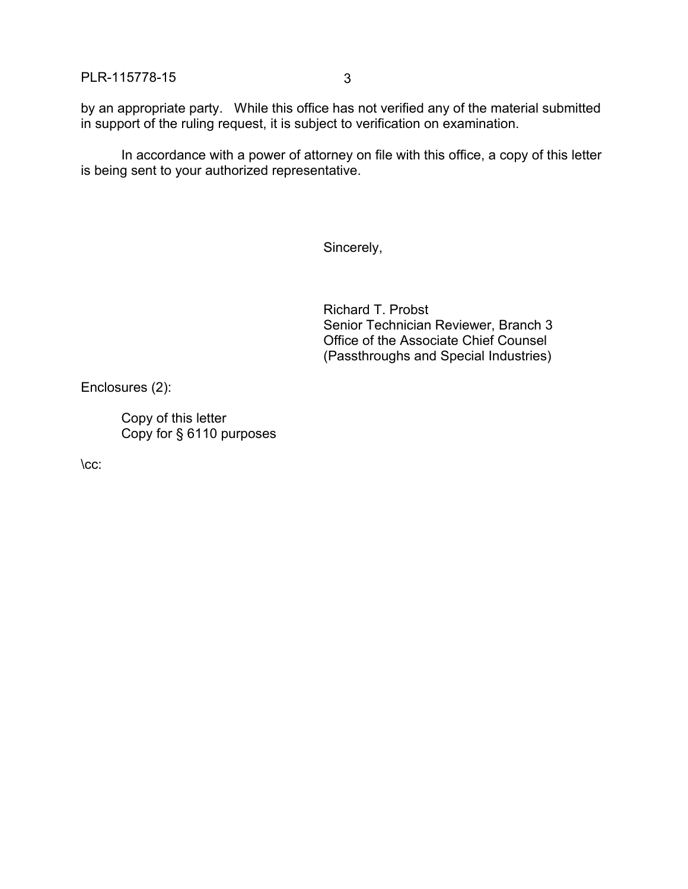by an appropriate party. While this office has not verified any of the material submitted in support of the ruling request, it is subject to verification on examination.

In accordance with a power of attorney on file with this office, a copy of this letter is being sent to your authorized representative.

Sincerely,

Richard T. Probst
Senior Technician Reviewer, Branch 3
Office of the Associate Chief Counsel
(Passthroughs and Special Industries)

Enclosures (2):

Copy of this letter
Copy for § 6110 purposes

\cc: